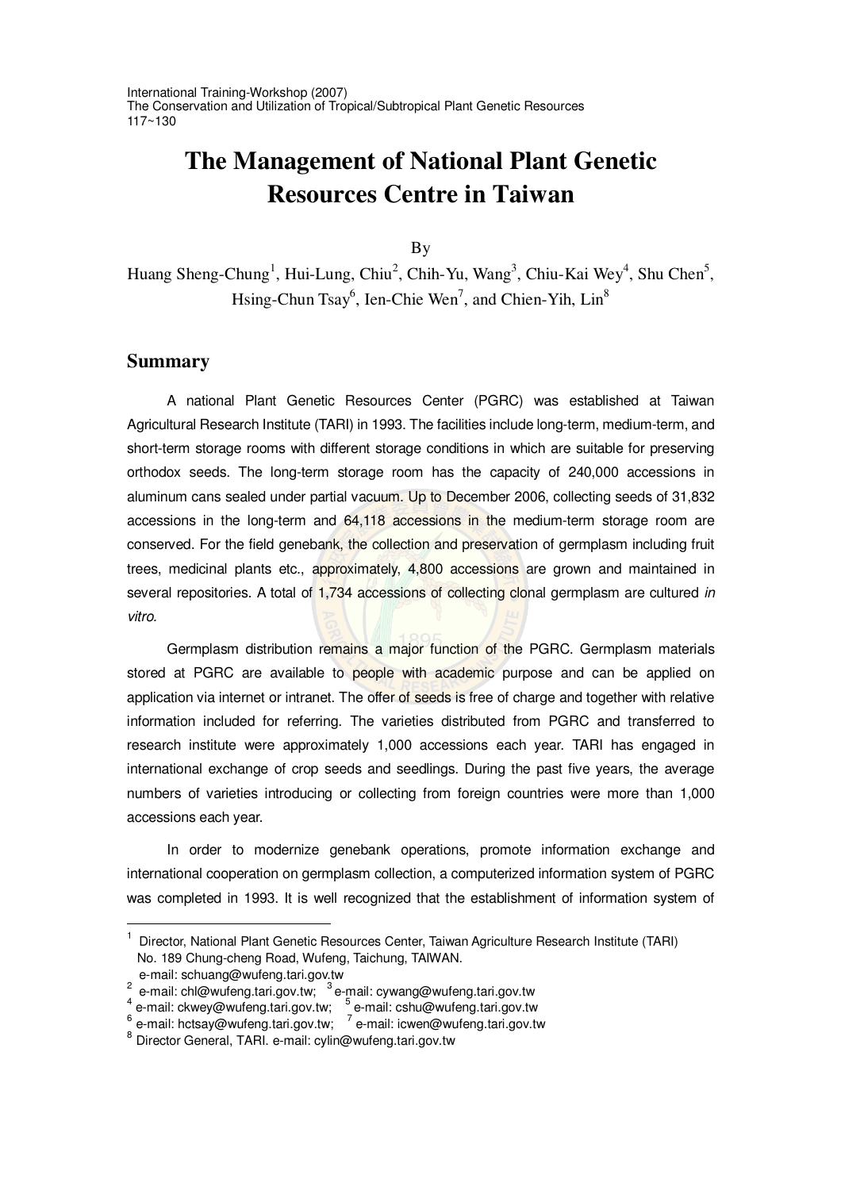International Training-Workshop (2007)
The Conservation and Utilization of Tropical/Subtropical Plant Genetic Resources
117~130

# The Management of National Plant Genetic Resources Centre in Taiwan

By

Huang Sheng-Chung[1], Hui-Lung, Chiu[2], Chih-Yu, Wang[3], Chiu-Kai Wey[4], Shu Chen[5], Hsing-Chun Tsay[6], Ien-Chie Wen[7], and Chien-Yih, Lin[8]

## Summary

A national Plant Genetic Resources Center (PGRC) was established at Taiwan Agricultural Research Institute (TARI) in 1993. The facilities include long-term, medium-term, and short-term storage rooms with different storage conditions in which are suitable for preserving orthodox seeds. The long-term storage room has the capacity of 240,000 accessions in aluminum cans sealed under partial vacuum. Up to December 2006, collecting seeds of 31,832 accessions in the long-term and 64,118 accessions in the medium-term storage room are conserved. For the field genebank, the collection and preservation of germplasm including fruit trees, medicinal plants etc., approximately, 4,800 accessions are grown and maintained in several repositories. A total of 1,734 accessions of collecting clonal germplasm are cultured *in vitro*.

Germplasm distribution remains a major function of the PGRC. Germplasm materials stored at PGRC are available to people with academic purpose and can be applied on application via internet or intranet. The offer of seeds is free of charge and together with relative information included for referring. The varieties distributed from PGRC and transferred to research institute were approximately 1,000 accessions each year. TARI has engaged in international exchange of crop seeds and seedlings. During the past five years, the average numbers of varieties introducing or collecting from foreign countries were more than 1,000 accessions each year.

In order to modernize genebank operations, promote information exchange and international cooperation on germplasm collection, a computerized information system of PGRC was completed in 1993. It is well recognized that the establishment of information system of

---

[1] Director, National Plant Genetic Resources Center, Taiwan Agriculture Research Institute (TARI) No. 189 Chung-cheng Road, Wufeng, Taichung, TAIWAN. e-mail: schuang@wufeng.tari.gov.tw

[2] e-mail: chl@wufeng.tari.gov.tw; [3] e-mail: cywang@wufeng.tari.gov.tw

[4] e-mail: ckwey@wufeng.tari.gov.tw; [5] e-mail: cshu@wufeng.tari.gov.tw

[6] e-mail: hctsay@wufeng.tari.gov.tw; [7] e-mail: icwen@wufeng.tari.gov.tw

[8] Director General, TARI. e-mail: cylin@wufeng.tari.gov.tw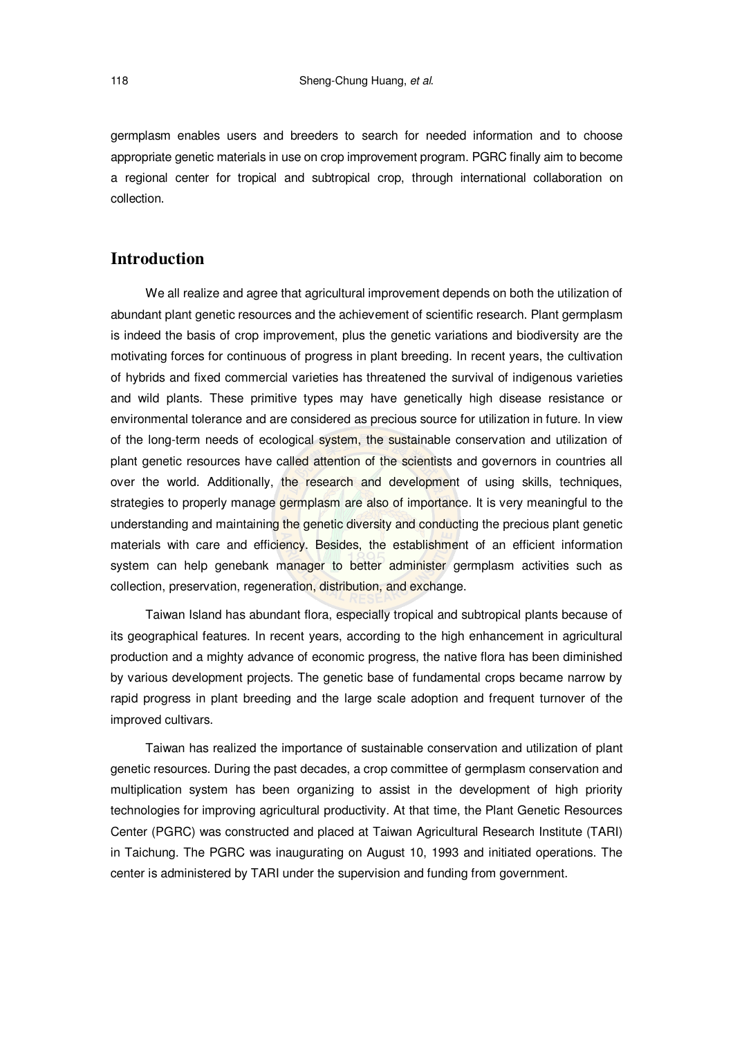germplasm enables users and breeders to search for needed information and to choose appropriate genetic materials in use on crop improvement program. PGRC finally aim to become a regional center for tropical and subtropical crop, through international collaboration on collection.

## Introduction

We all realize and agree that agricultural improvement depends on both the utilization of abundant plant genetic resources and the achievement of scientific research. Plant germplasm is indeed the basis of crop improvement, plus the genetic variations and biodiversity are the motivating forces for continuous of progress in plant breeding. In recent years, the cultivation of hybrids and fixed commercial varieties has threatened the survival of indigenous varieties and wild plants. These primitive types may have genetically high disease resistance or environmental tolerance and are considered as precious source for utilization in future. In view of the long-term needs of ecological system, the sustainable conservation and utilization of plant genetic resources have called attention of the scientists and governors in countries all over the world. Additionally, the research and development of using skills, techniques, strategies to properly manage germplasm are also of importance. It is very meaningful to the understanding and maintaining the genetic diversity and conducting the precious plant genetic materials with care and efficiency. Besides, the establishment of an efficient information system can help genebank manager to better administer germplasm activities such as collection, preservation, regeneration, distribution, and exchange.

Taiwan Island has abundant flora, especially tropical and subtropical plants because of its geographical features. In recent years, according to the high enhancement in agricultural production and a mighty advance of economic progress, the native flora has been diminished by various development projects. The genetic base of fundamental crops became narrow by rapid progress in plant breeding and the large scale adoption and frequent turnover of the improved cultivars.

Taiwan has realized the importance of sustainable conservation and utilization of plant genetic resources. During the past decades, a crop committee of germplasm conservation and multiplication system has been organizing to assist in the development of high priority technologies for improving agricultural productivity. At that time, the Plant Genetic Resources Center (PGRC) was constructed and placed at Taiwan Agricultural Research Institute (TARI) in Taichung. The PGRC was inaugurating on August 10, 1993 and initiated operations. The center is administered by TARI under the supervision and funding from government.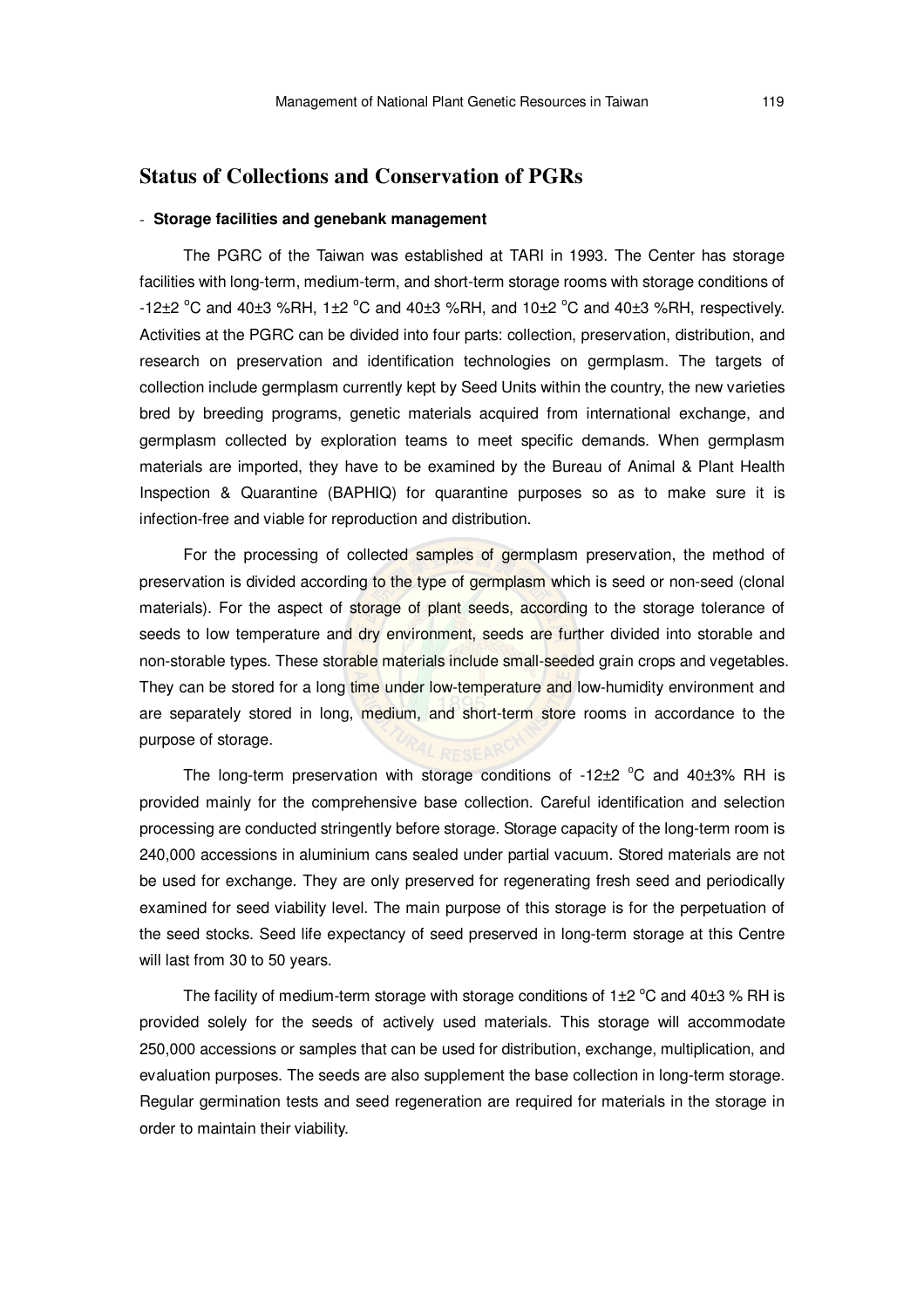## Status of Collections and Conservation of PGRs

- **Storage facilities and genebank management**

The PGRC of the Taiwan was established at TARI in 1993. The Center has storage facilities with long-term, medium-term, and short-term storage rooms with storage conditions of -12±2 °C and 40±3 %RH, 1±2 °C and 40±3 %RH, and 10±2 °C and 40±3 %RH, respectively. Activities at the PGRC can be divided into four parts: collection, preservation, distribution, and research on preservation and identification technologies on germplasm. The targets of collection include germplasm currently kept by Seed Units within the country, the new varieties bred by breeding programs, genetic materials acquired from international exchange, and germplasm collected by exploration teams to meet specific demands. When germplasm materials are imported, they have to be examined by the Bureau of Animal & Plant Health Inspection & Quarantine (BAPHIQ) for quarantine purposes so as to make sure it is infection-free and viable for reproduction and distribution.

For the processing of collected samples of germplasm preservation, the method of preservation is divided according to the type of germplasm which is seed or non-seed (clonal materials). For the aspect of storage of plant seeds, according to the storage tolerance of seeds to low temperature and dry environment, seeds are further divided into storable and non-storable types. These storable materials include small-seeded grain crops and vegetables. They can be stored for a long time under low-temperature and low-humidity environment and are separately stored in long, medium, and short-term store rooms in accordance to the purpose of storage.

The long-term preservation with storage conditions of -12±2 °C and 40±3% RH is provided mainly for the comprehensive base collection. Careful identification and selection processing are conducted stringently before storage. Storage capacity of the long-term room is 240,000 accessions in aluminium cans sealed under partial vacuum. Stored materials are not be used for exchange. They are only preserved for regenerating fresh seed and periodically examined for seed viability level. The main purpose of this storage is for the perpetuation of the seed stocks. Seed life expectancy of seed preserved in long-term storage at this Centre will last from 30 to 50 years.

The facility of medium-term storage with storage conditions of 1±2 °C and 40±3 % RH is provided solely for the seeds of actively used materials. This storage will accommodate 250,000 accessions or samples that can be used for distribution, exchange, multiplication, and evaluation purposes. The seeds are also supplement the base collection in long-term storage. Regular germination tests and seed regeneration are required for materials in the storage in order to maintain their viability.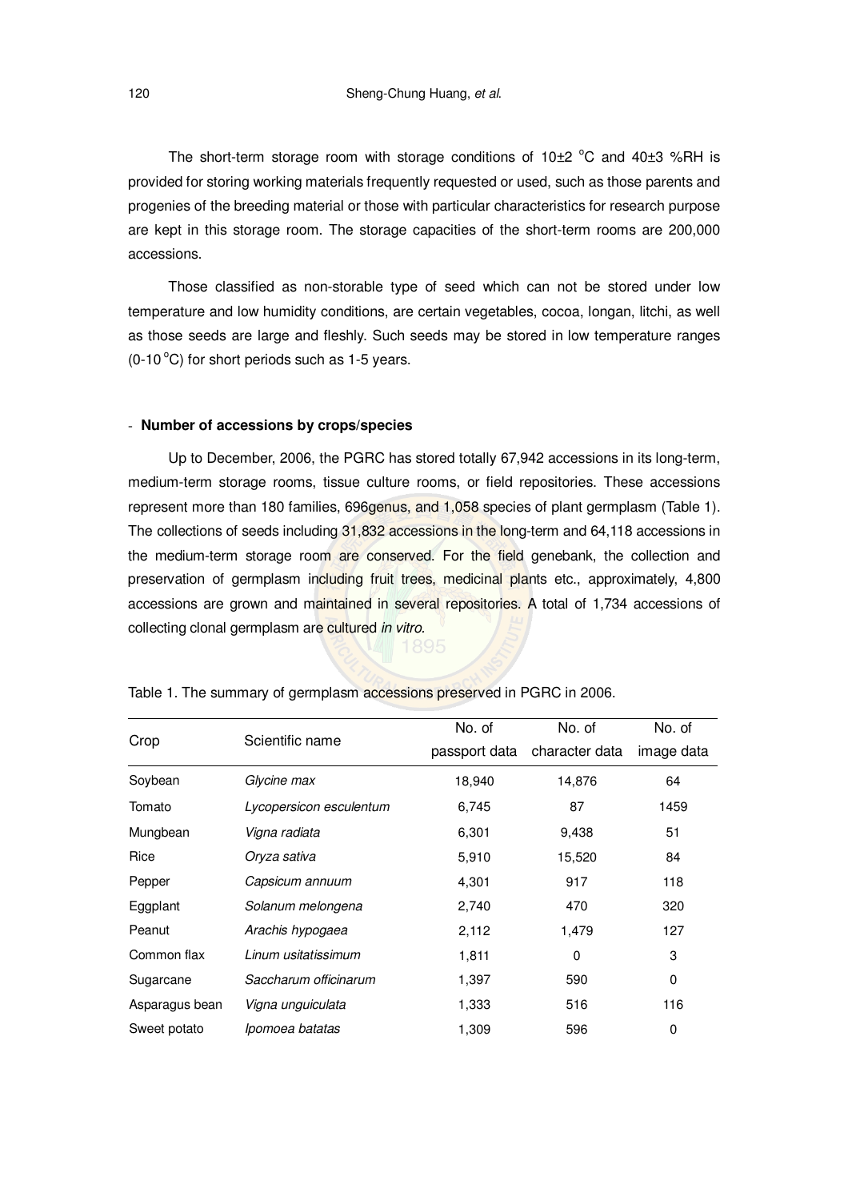The short-term storage room with storage conditions of 10±2 °C and 40±3 %RH is provided for storing working materials frequently requested or used, such as those parents and progenies of the breeding material or those with particular characteristics for research purpose are kept in this storage room. The storage capacities of the short-term rooms are 200,000 accessions.

Those classified as non-storable type of seed which can not be stored under low temperature and low humidity conditions, are certain vegetables, cocoa, longan, litchi, as well as those seeds are large and fleshly. Such seeds may be stored in low temperature ranges (0-10 °C) for short periods such as 1-5 years.

- **Number of accessions by crops/species**

Up to December, 2006, the PGRC has stored totally 67,942 accessions in its long-term, medium-term storage rooms, tissue culture rooms, or field repositories. These accessions represent more than 180 families, 696genus, and 1,058 species of plant germplasm (Table 1). The collections of seeds including 31,832 accessions in the long-term and 64,118 accessions in the medium-term storage room are conserved. For the field genebank, the collection and preservation of germplasm including fruit trees, medicinal plants etc., approximately, 4,800 accessions are grown and maintained in several repositories. A total of 1,734 accessions of collecting clonal germplasm are cultured *in vitro*.

Table 1. The summary of germplasm accessions preserved in PGRC in 2006.

| Crop | Scientific name | No. of passport data | No. of character data | No. of image data |
|---|---|---|---|---|
| Soybean | *Glycine max* | 18,940 | 14,876 | 64 |
| Tomato | *Lycopersicon esculentum* | 6,745 | 87 | 1459 |
| Mungbean | *Vigna radiata* | 6,301 | 9,438 | 51 |
| Rice | *Oryza sativa* | 5,910 | 15,520 | 84 |
| Pepper | *Capsicum annuum* | 4,301 | 917 | 118 |
| Eggplant | *Solanum melongena* | 2,740 | 470 | 320 |
| Peanut | *Arachis hypogaea* | 2,112 | 1,479 | 127 |
| Common flax | *Linum usitatissimum* | 1,811 | 0 | 3 |
| Sugarcane | *Saccharum officinarum* | 1,397 | 590 | 0 |
| Asparagus bean | *Vigna unguiculata* | 1,333 | 516 | 116 |
| Sweet potato | *Ipomoea batatas* | 1,309 | 596 | 0 |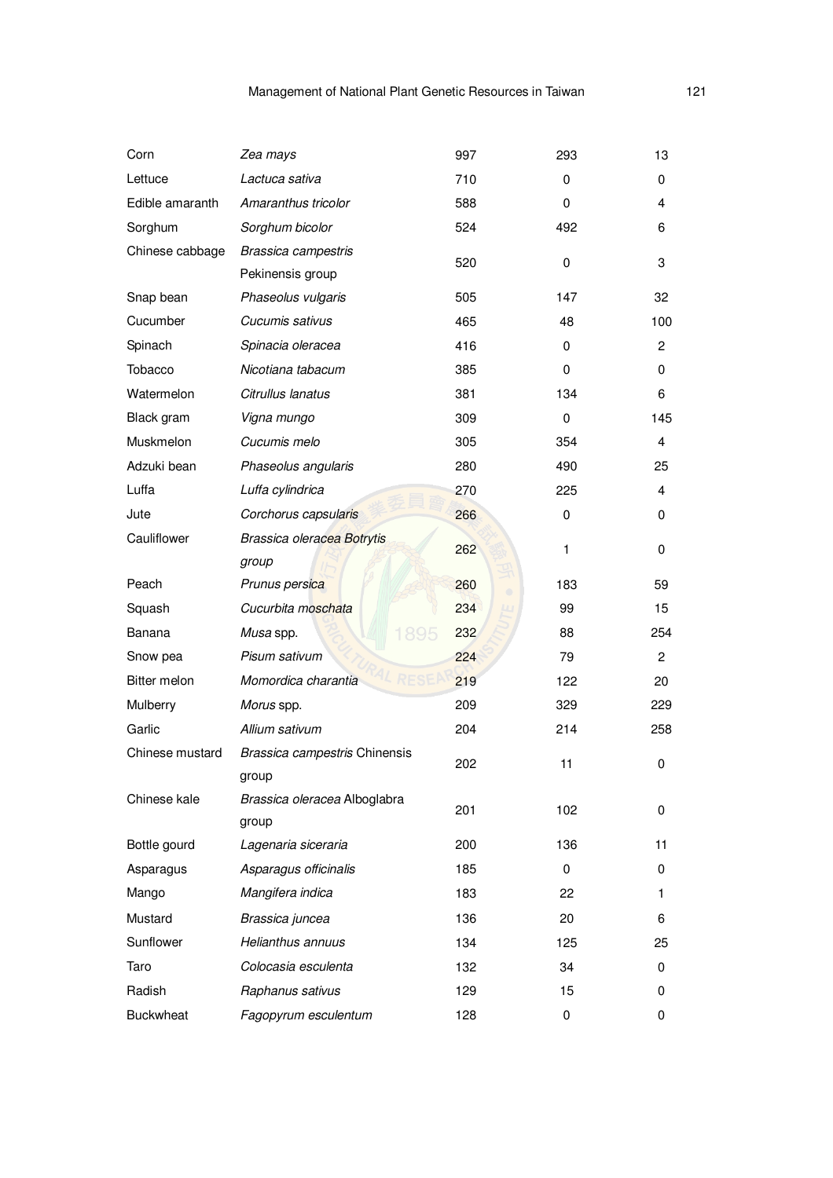| | | | | |
|---|---|---|---|---|
| Corn | *Zea mays* | 997 | 293 | 13 |
| Lettuce | *Lactuca sativa* | 710 | 0 | 0 |
| Edible amaranth | *Amaranthus tricolor* | 588 | 0 | 4 |
| Sorghum | *Sorghum bicolor* | 524 | 492 | 6 |
| Chinese cabbage | *Brassica campestris* Pekinensis group | 520 | 0 | 3 |
| Snap bean | *Phaseolus vulgaris* | 505 | 147 | 32 |
| Cucumber | *Cucumis sativus* | 465 | 48 | 100 |
| Spinach | *Spinacia oleracea* | 416 | 0 | 2 |
| Tobacco | *Nicotiana tabacum* | 385 | 0 | 0 |
| Watermelon | *Citrullus lanatus* | 381 | 134 | 6 |
| Black gram | *Vigna mungo* | 309 | 0 | 145 |
| Muskmelon | *Cucumis melo* | 305 | 354 | 4 |
| Adzuki bean | *Phaseolus angularis* | 280 | 490 | 25 |
| Luffa | *Luffa cylindrica* | 270 | 225 | 4 |
| Jute | *Corchorus capsularis* | 266 | 0 | 0 |
| Cauliflower | *Brassica oleracea Botrytis group* | 262 | 1 | 0 |
| Peach | *Prunus persica* | 260 | 183 | 59 |
| Squash | *Cucurbita moschata* | 234 | 99 | 15 |
| Banana | *Musa* spp. | 232 | 88 | 254 |
| Snow pea | *Pisum sativum* | 224 | 79 | 2 |
| Bitter melon | *Momordica charantia* | 219 | 122 | 20 |
| Mulberry | *Morus* spp. | 209 | 329 | 229 |
| Garlic | *Allium sativum* | 204 | 214 | 258 |
| Chinese mustard | *Brassica campestris* Chinensis group | 202 | 11 | 0 |
| Chinese kale | *Brassica oleracea* Alboglabra group | 201 | 102 | 0 |
| Bottle gourd | *Lagenaria siceraria* | 200 | 136 | 11 |
| Asparagus | *Asparagus officinalis* | 185 | 0 | 0 |
| Mango | *Mangifera indica* | 183 | 22 | 1 |
| Mustard | *Brassica juncea* | 136 | 20 | 6 |
| Sunflower | *Helianthus annuus* | 134 | 125 | 25 |
| Taro | *Colocasia esculenta* | 132 | 34 | 0 |
| Radish | *Raphanus sativus* | 129 | 15 | 0 |
| Buckwheat | *Fagopyrum esculentum* | 128 | 0 | 0 |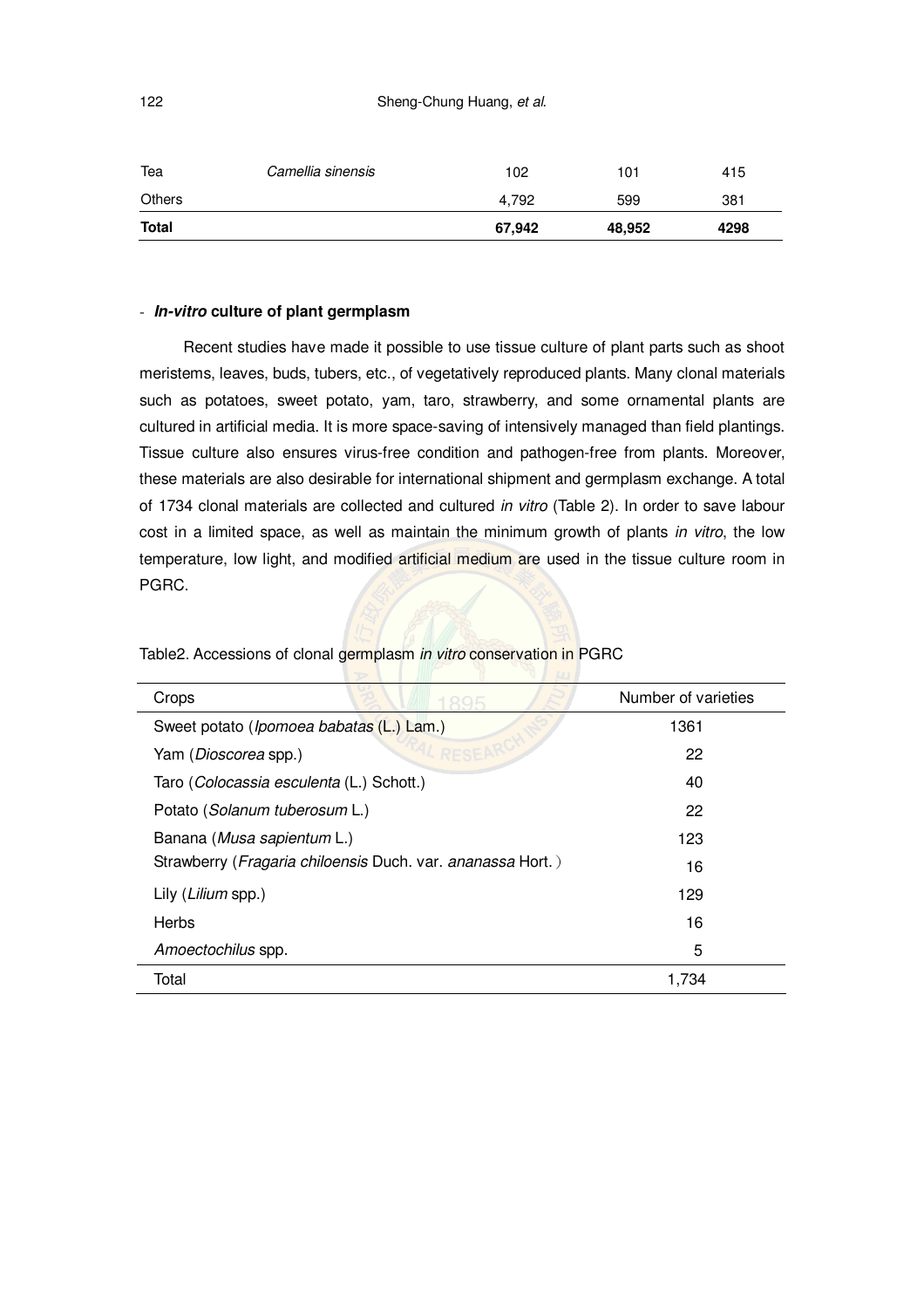| Tea | *Camellia sinensis* | 102 | 101 | 415 |
|---|---|---|---|---|
| Others | | 4,792 | 599 | 381 |
| **Total** | | **67,942** | **48,952** | **4298** |

- ***In-vitro* culture of plant germplasm**

Recent studies have made it possible to use tissue culture of plant parts such as shoot meristems, leaves, buds, tubers, etc., of vegetatively reproduced plants. Many clonal materials such as potatoes, sweet potato, yam, taro, strawberry, and some ornamental plants are cultured in artificial media. It is more space-saving of intensively managed than field plantings. Tissue culture also ensures virus-free condition and pathogen-free from plants. Moreover, these materials are also desirable for international shipment and germplasm exchange. A total of 1734 clonal materials are collected and cultured *in vitro* (Table 2). In order to save labour cost in a limited space, as well as maintain the minimum growth of plants *in vitro*, the low temperature, low light, and modified artificial medium are used in the tissue culture room in PGRC.

Table2. Accessions of clonal germplasm *in vitro* conservation in PGRC

| Crops | Number of varieties |
|---|---|
| Sweet potato (*Ipomoea babatas* (L.) Lam.) | 1361 |
| Yam (*Dioscorea* spp.) | 22 |
| Taro (*Colocassia esculenta* (L.) Schott.) | 40 |
| Potato (*Solanum tuberosum* L.) | 22 |
| Banana (*Musa sapientum* L.) | 123 |
| Strawberry (*Fragaria chiloensis* Duch. var. *ananassa* Hort.) | 16 |
| Lily (*Lilium* spp.) | 129 |
| Herbs | 16 |
| *Amoectochilus* spp. | 5 |
| Total | 1,734 |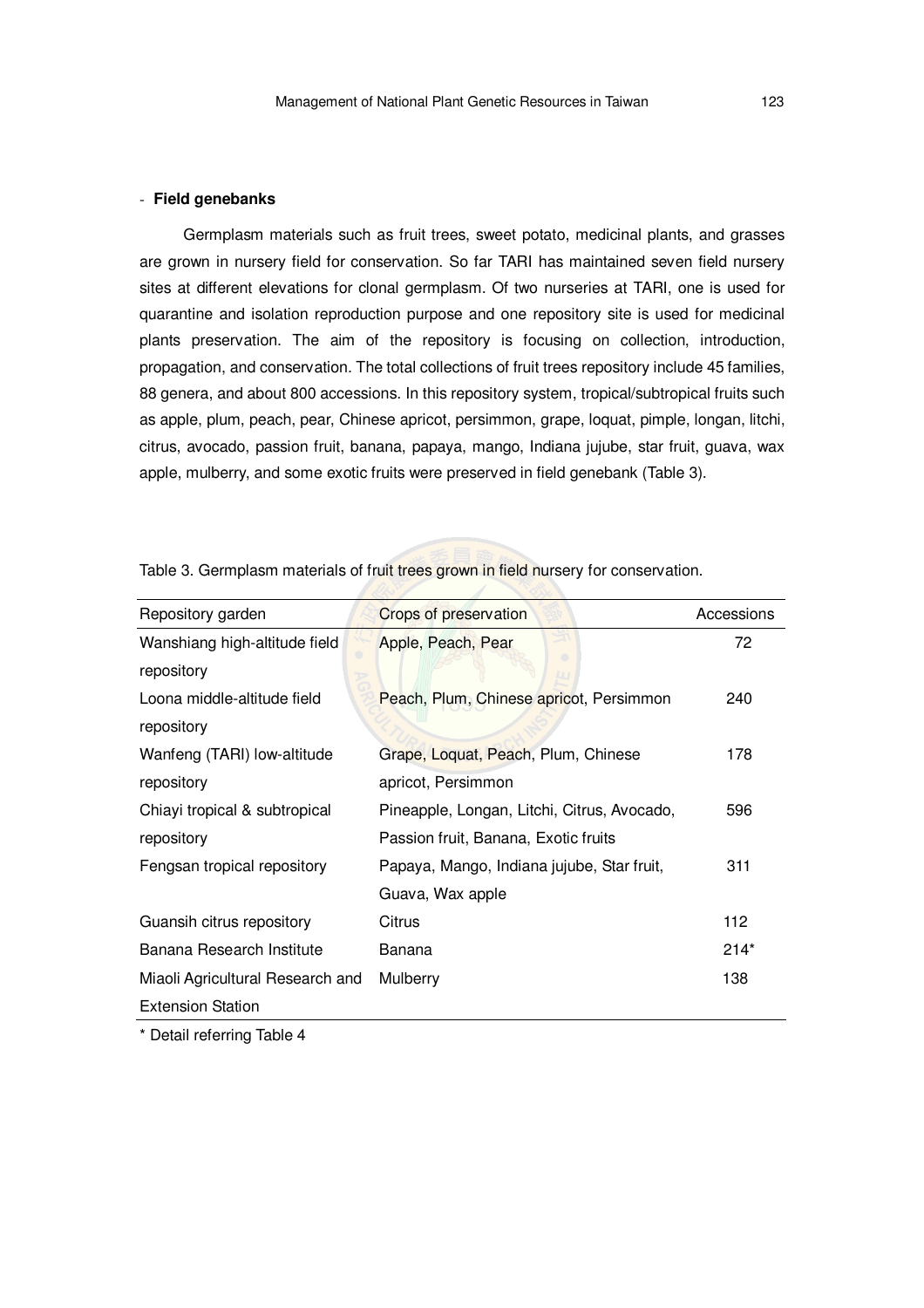- **Field genebanks**

Germplasm materials such as fruit trees, sweet potato, medicinal plants, and grasses are grown in nursery field for conservation. So far TARI has maintained seven field nursery sites at different elevations for clonal germplasm. Of two nurseries at TARI, one is used for quarantine and isolation reproduction purpose and one repository site is used for medicinal plants preservation. The aim of the repository is focusing on collection, introduction, propagation, and conservation. The total collections of fruit trees repository include 45 families, 88 genera, and about 800 accessions. In this repository system, tropical/subtropical fruits such as apple, plum, peach, pear, Chinese apricot, persimmon, grape, loquat, pimple, longan, litchi, citrus, avocado, passion fruit, banana, papaya, mango, Indiana jujube, star fruit, guava, wax apple, mulberry, and some exotic fruits were preserved in field genebank (Table 3).

Table 3. Germplasm materials of fruit trees grown in field nursery for conservation.

| Repository garden | Crops of preservation | Accessions |
|---|---|---|
| Wanshiang high-altitude field repository | Apple, Peach, Pear | 72 |
| Loona middle-altitude field repository | Peach, Plum, Chinese apricot, Persimmon | 240 |
| Wanfeng (TARI) low-altitude repository | Grape, Loquat, Peach, Plum, Chinese apricot, Persimmon | 178 |
| Chiayi tropical & subtropical repository | Pineapple, Longan, Litchi, Citrus, Avocado, Passion fruit, Banana, Exotic fruits | 596 |
| Fengsan tropical repository | Papaya, Mango, Indiana jujube, Star fruit, Guava, Wax apple | 311 |
| Guansih citrus repository | Citrus | 112 |
| Banana Research Institute | Banana | 214* |
| Miaoli Agricultural Research and Extension Station | Mulberry | 138 |

* Detail referring Table 4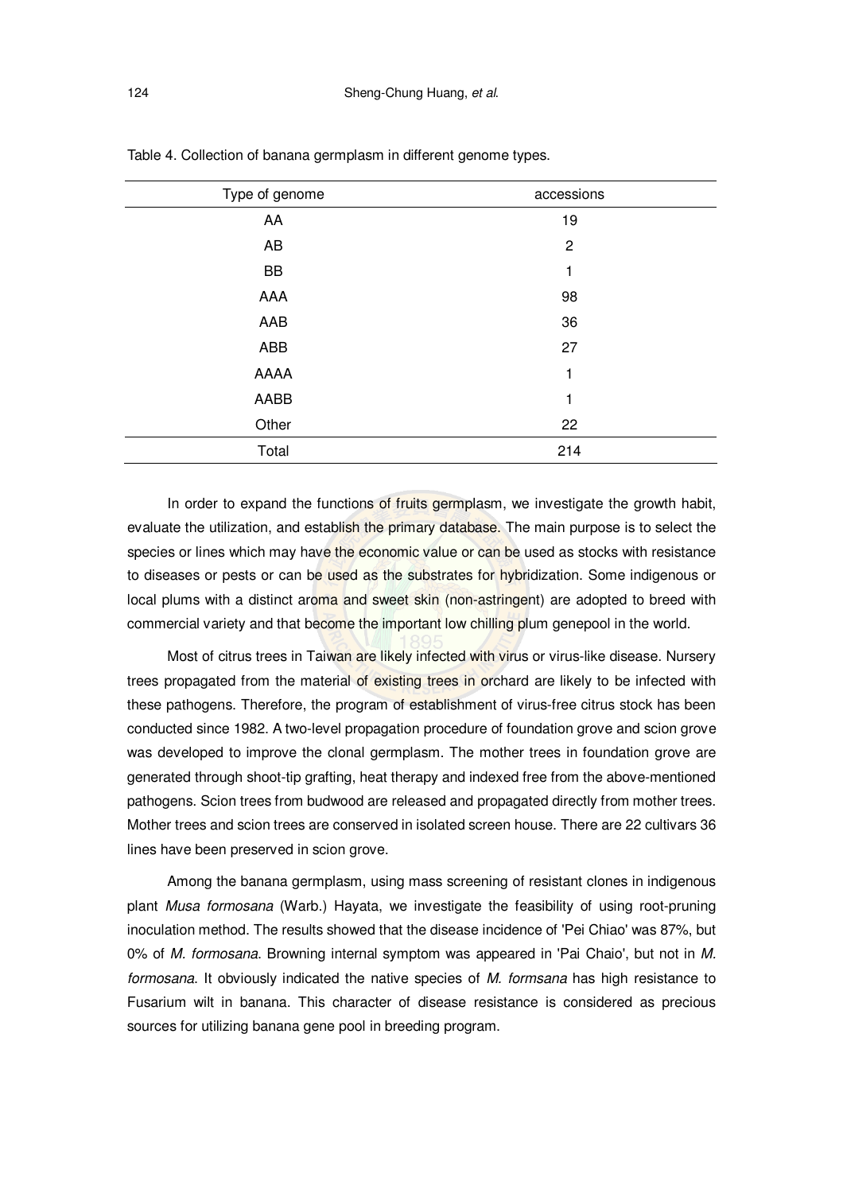Table 4. Collection of banana germplasm in different genome types.

| Type of genome | accessions |
|---|---|
| AA | 19 |
| AB | 2 |
| BB | 1 |
| AAA | 98 |
| AAB | 36 |
| ABB | 27 |
| AAAA | 1 |
| AABB | 1 |
| Other | 22 |
| Total | 214 |

In order to expand the functions of fruits germplasm, we investigate the growth habit, evaluate the utilization, and establish the primary database. The main purpose is to select the species or lines which may have the economic value or can be used as stocks with resistance to diseases or pests or can be used as the substrates for hybridization. Some indigenous or local plums with a distinct aroma and sweet skin (non-astringent) are adopted to breed with commercial variety and that become the important low chilling plum genepool in the world.

Most of citrus trees in Taiwan are likely infected with virus or virus-like disease. Nursery trees propagated from the material of existing trees in orchard are likely to be infected with these pathogens. Therefore, the program of establishment of virus-free citrus stock has been conducted since 1982. A two-level propagation procedure of foundation grove and scion grove was developed to improve the clonal germplasm. The mother trees in foundation grove are generated through shoot-tip grafting, heat therapy and indexed free from the above-mentioned pathogens. Scion trees from budwood are released and propagated directly from mother trees. Mother trees and scion trees are conserved in isolated screen house. There are 22 cultivars 36 lines have been preserved in scion grove.

Among the banana germplasm, using mass screening of resistant clones in indigenous plant *Musa formosana* (Warb.) Hayata, we investigate the feasibility of using root-pruning inoculation method. The results showed that the disease incidence of 'Pei Chiao' was 87%, but 0% of *M. formosana*. Browning internal symptom was appeared in 'Pai Chaio', but not in *M. formosana*. It obviously indicated the native species of *M. formsana* has high resistance to Fusarium wilt in banana. This character of disease resistance is considered as precious sources for utilizing banana gene pool in breeding program.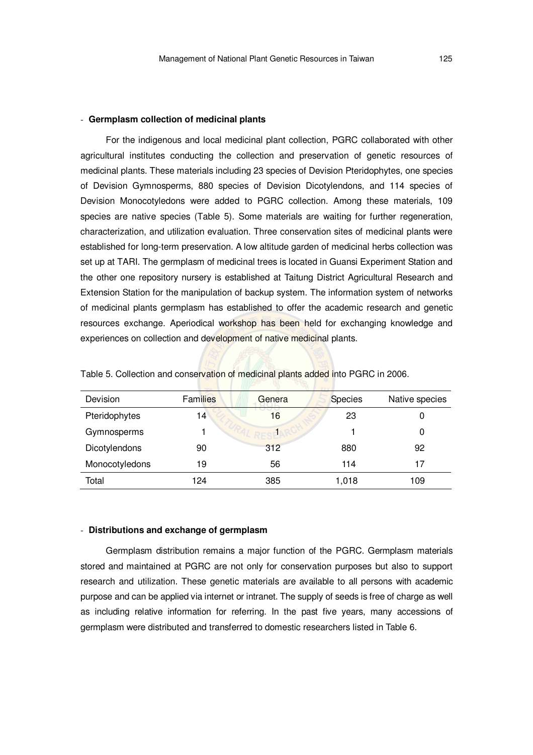- **Germplasm collection of medicinal plants**

For the indigenous and local medicinal plant collection, PGRC collaborated with other agricultural institutes conducting the collection and preservation of genetic resources of medicinal plants. These materials including 23 species of Devision Pteridophytes, one species of Devision Gymnosperms, 880 species of Devision Dicotylendons, and 114 species of Devision Monocotyledons were added to PGRC collection. Among these materials, 109 species are native species (Table 5). Some materials are waiting for further regeneration, characterization, and utilization evaluation. Three conservation sites of medicinal plants were established for long-term preservation. A low altitude garden of medicinal herbs collection was set up at TARI. The germplasm of medicinal trees is located in Guansi Experiment Station and the other one repository nursery is established at Taitung District Agricultural Research and Extension Station for the manipulation of backup system. The information system of networks of medicinal plants germplasm has established to offer the academic research and genetic resources exchange. Aperiodical workshop has been held for exchanging knowledge and experiences on collection and development of native medicinal plants.

Table 5. Collection and conservation of medicinal plants added into PGRC in 2006.

| Devision | Families | Genera | Species | Native species |
|---|---|---|---|---|
| Pteridophytes | 14 | 16 | 23 | 0 |
| Gymnosperms | 1 | 1 | 1 | 0 |
| Dicotylendons | 90 | 312 | 880 | 92 |
| Monocotyledons | 19 | 56 | 114 | 17 |
| Total | 124 | 385 | 1,018 | 109 |

- **Distributions and exchange of germplasm**

Germplasm distribution remains a major function of the PGRC. Germplasm materials stored and maintained at PGRC are not only for conservation purposes but also to support research and utilization. These genetic materials are available to all persons with academic purpose and can be applied via internet or intranet. The supply of seeds is free of charge as well as including relative information for referring. In the past five years, many accessions of germplasm were distributed and transferred to domestic researchers listed in Table 6.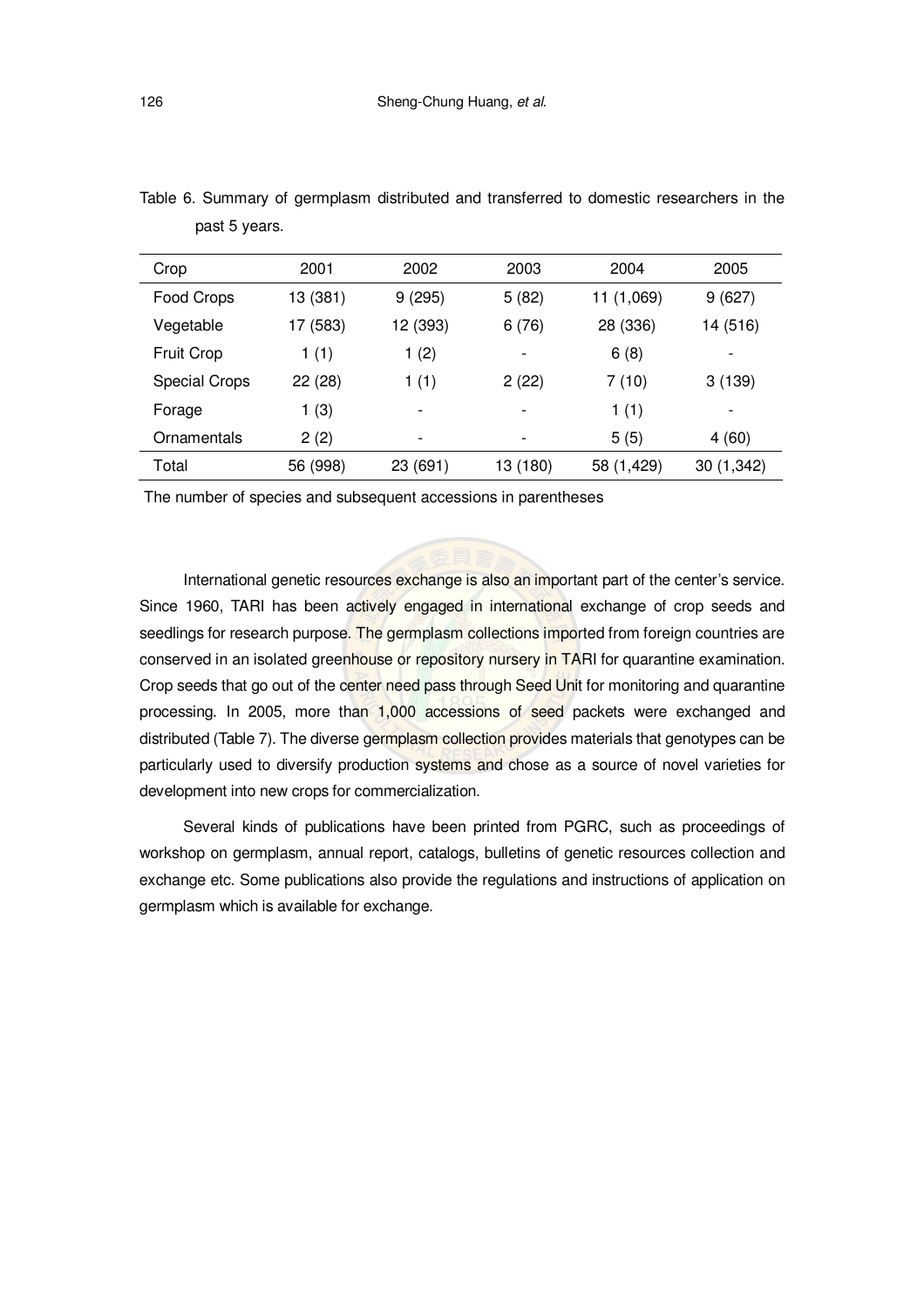Table 6. Summary of germplasm distributed and transferred to domestic researchers in the past 5 years.

| Crop | 2001 | 2002 | 2003 | 2004 | 2005 |
|---|---|---|---|---|---|
| Food Crops | 13 (381) | 9 (295) | 5 (82) | 11 (1,069) | 9 (627) |
| Vegetable | 17 (583) | 12 (393) | 6 (76) | 28 (336) | 14 (516) |
| Fruit Crop | 1 (1) | 1 (2) | - | 6 (8) | - |
| Special Crops | 22 (28) | 1 (1) | 2 (22) | 7 (10) | 3 (139) |
| Forage | 1 (3) | - | - | 1 (1) | - |
| Ornamentals | 2 (2) | - | - | 5 (5) | 4 (60) |
| Total | 56 (998) | 23 (691) | 13 (180) | 58 (1,429) | 30 (1,342) |

The number of species and subsequent accessions in parentheses

International genetic resources exchange is also an important part of the center's service. Since 1960, TARI has been actively engaged in international exchange of crop seeds and seedlings for research purpose. The germplasm collections imported from foreign countries are conserved in an isolated greenhouse or repository nursery in TARI for quarantine examination. Crop seeds that go out of the center need pass through Seed Unit for monitoring and quarantine processing. In 2005, more than 1,000 accessions of seed packets were exchanged and distributed (Table 7). The diverse germplasm collection provides materials that genotypes can be particularly used to diversify production systems and chose as a source of novel varieties for development into new crops for commercialization.

Several kinds of publications have been printed from PGRC, such as proceedings of workshop on germplasm, annual report, catalogs, bulletins of genetic resources collection and exchange etc. Some publications also provide the regulations and instructions of application on germplasm which is available for exchange.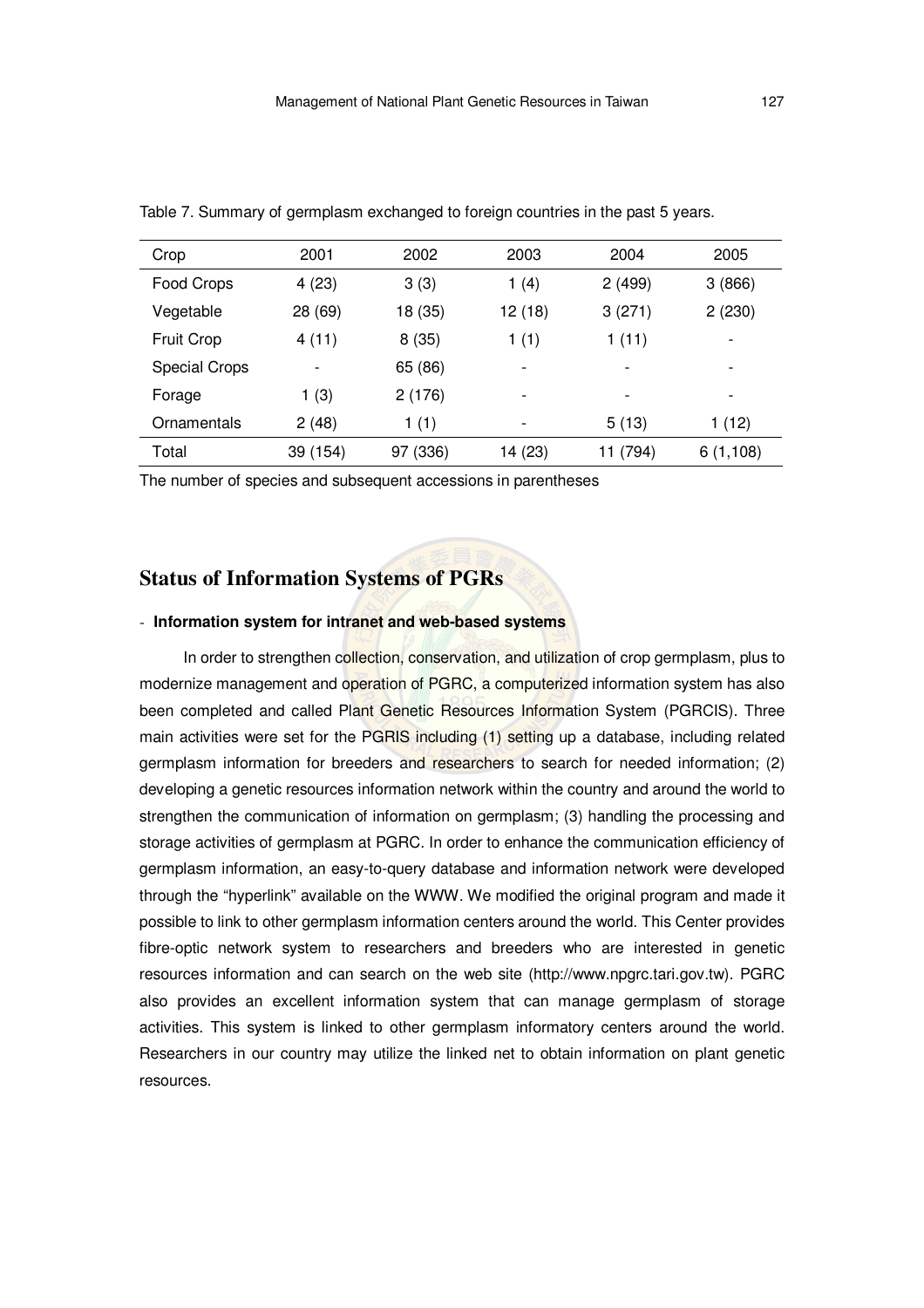Table 7. Summary of germplasm exchanged to foreign countries in the past 5 years.

| Crop | 2001 | 2002 | 2003 | 2004 | 2005 |
|---|---|---|---|---|---|
| Food Crops | 4 (23) | 3 (3) | 1 (4) | 2 (499) | 3 (866) |
| Vegetable | 28 (69) | 18 (35) | 12 (18) | 3 (271) | 2 (230) |
| Fruit Crop | 4 (11) | 8 (35) | 1 (1) | 1 (11) | - |
| Special Crops | - | 65 (86) | - | - | - |
| Forage | 1 (3) | 2 (176) | - | - | - |
| Ornamentals | 2 (48) | 1 (1) | - | 5 (13) | 1 (12) |
| Total | 39 (154) | 97 (336) | 14 (23) | 11 (794) | 6 (1,108) |

The number of species and subsequent accessions in parentheses

## Status of Information Systems of PGRs

- **Information system for intranet and web-based systems**

In order to strengthen collection, conservation, and utilization of crop germplasm, plus to modernize management and operation of PGRC, a computerized information system has also been completed and called Plant Genetic Resources Information System (PGRCIS). Three main activities were set for the PGRIS including (1) setting up a database, including related germplasm information for breeders and researchers to search for needed information; (2) developing a genetic resources information network within the country and around the world to strengthen the communication of information on germplasm; (3) handling the processing and storage activities of germplasm at PGRC. In order to enhance the communication efficiency of germplasm information, an easy-to-query database and information network were developed through the "hyperlink" available on the WWW. We modified the original program and made it possible to link to other germplasm information centers around the world. This Center provides fibre-optic network system to researchers and breeders who are interested in genetic resources information and can search on the web site (http://www.npgrc.tari.gov.tw). PGRC also provides an excellent information system that can manage germplasm of storage activities. This system is linked to other germplasm informatory centers around the world. Researchers in our country may utilize the linked net to obtain information on plant genetic resources.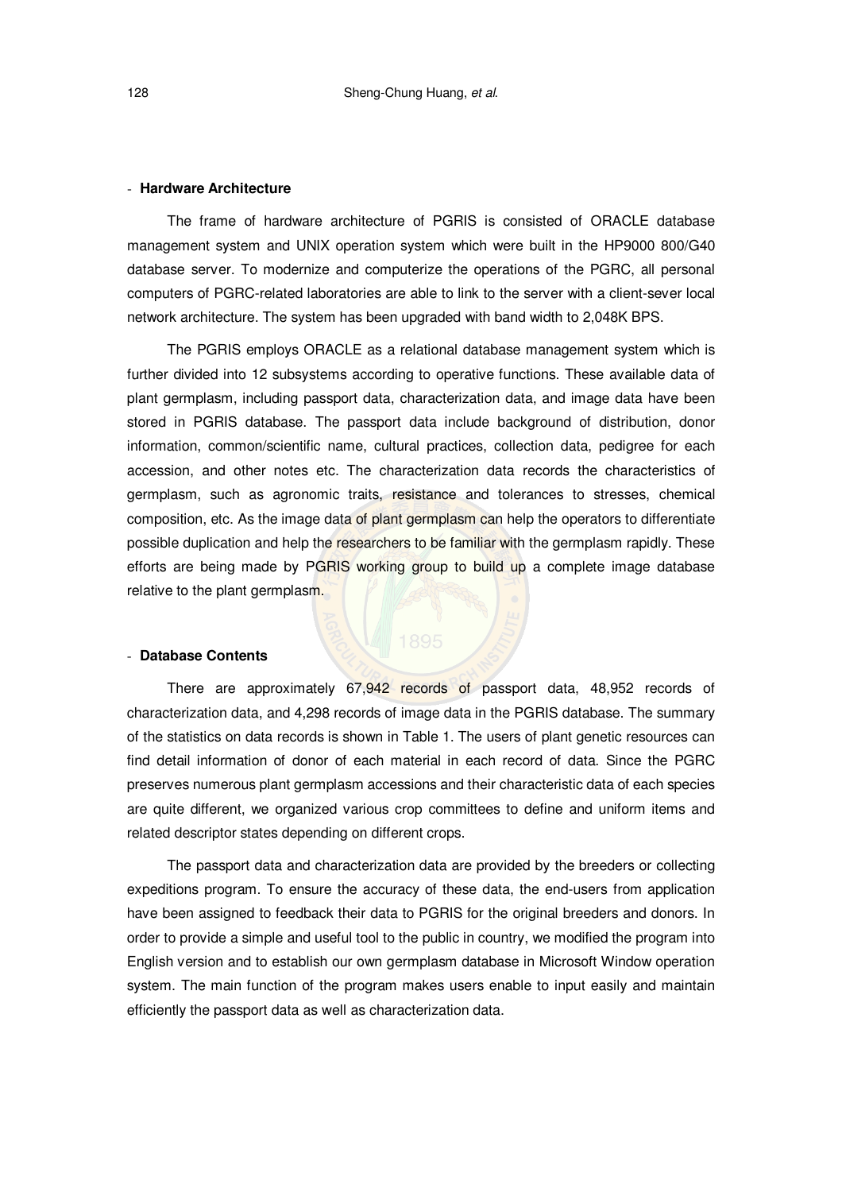- **Hardware Architecture**

The frame of hardware architecture of PGRIS is consisted of ORACLE database management system and UNIX operation system which were built in the HP9000 800/G40 database server. To modernize and computerize the operations of the PGRC, all personal computers of PGRC-related laboratories are able to link to the server with a client-sever local network architecture. The system has been upgraded with band width to 2,048K BPS.

The PGRIS employs ORACLE as a relational database management system which is further divided into 12 subsystems according to operative functions. These available data of plant germplasm, including passport data, characterization data, and image data have been stored in PGRIS database. The passport data include background of distribution, donor information, common/scientific name, cultural practices, collection data, pedigree for each accession, and other notes etc. The characterization data records the characteristics of germplasm, such as agronomic traits, resistance and tolerances to stresses, chemical composition, etc. As the image data of plant germplasm can help the operators to differentiate possible duplication and help the researchers to be familiar with the germplasm rapidly. These efforts are being made by PGRIS working group to build up a complete image database relative to the plant germplasm.

- **Database Contents**

There are approximately 67,942 records of passport data, 48,952 records of characterization data, and 4,298 records of image data in the PGRIS database. The summary of the statistics on data records is shown in Table 1. The users of plant genetic resources can find detail information of donor of each material in each record of data. Since the PGRC preserves numerous plant germplasm accessions and their characteristic data of each species are quite different, we organized various crop committees to define and uniform items and related descriptor states depending on different crops.

The passport data and characterization data are provided by the breeders or collecting expeditions program. To ensure the accuracy of these data, the end-users from application have been assigned to feedback their data to PGRIS for the original breeders and donors. In order to provide a simple and useful tool to the public in country, we modified the program into English version and to establish our own germplasm database in Microsoft Window operation system. The main function of the program makes users enable to input easily and maintain efficiently the passport data as well as characterization data.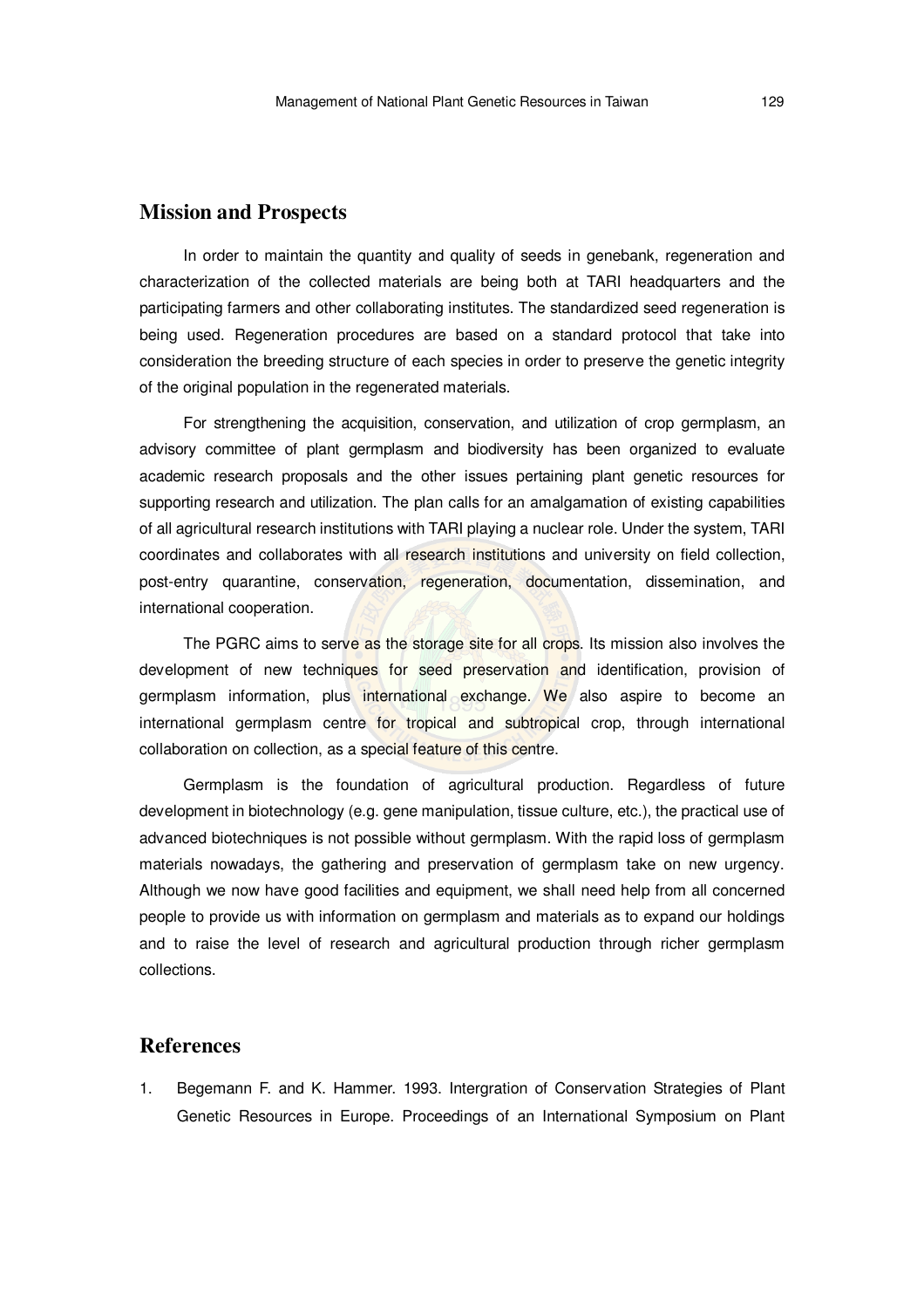## Mission and Prospects

In order to maintain the quantity and quality of seeds in genebank, regeneration and characterization of the collected materials are being both at TARI headquarters and the participating farmers and other collaborating institutes. The standardized seed regeneration is being used. Regeneration procedures are based on a standard protocol that take into consideration the breeding structure of each species in order to preserve the genetic integrity of the original population in the regenerated materials.

For strengthening the acquisition, conservation, and utilization of crop germplasm, an advisory committee of plant germplasm and biodiversity has been organized to evaluate academic research proposals and the other issues pertaining plant genetic resources for supporting research and utilization. The plan calls for an amalgamation of existing capabilities of all agricultural research institutions with TARI playing a nuclear role. Under the system, TARI coordinates and collaborates with all research institutions and university on field collection, post-entry quarantine, conservation, regeneration, documentation, dissemination, and international cooperation.

The PGRC aims to serve as the storage site for all crops. Its mission also involves the development of new techniques for seed preservation and identification, provision of germplasm information, plus international exchange. We also aspire to become an international germplasm centre for tropical and subtropical crop, through international collaboration on collection, as a special feature of this centre.

Germplasm is the foundation of agricultural production. Regardless of future development in biotechnology (e.g. gene manipulation, tissue culture, etc.), the practical use of advanced biotechniques is not possible without germplasm. With the rapid loss of germplasm materials nowadays, the gathering and preservation of germplasm take on new urgency. Although we now have good facilities and equipment, we shall need help from all concerned people to provide us with information on germplasm and materials as to expand our holdings and to raise the level of research and agricultural production through richer germplasm collections.

## References

1. Begemann F. and K. Hammer. 1993. Intergration of Conservation Strategies of Plant Genetic Resources in Europe. Proceedings of an International Symposium on Plant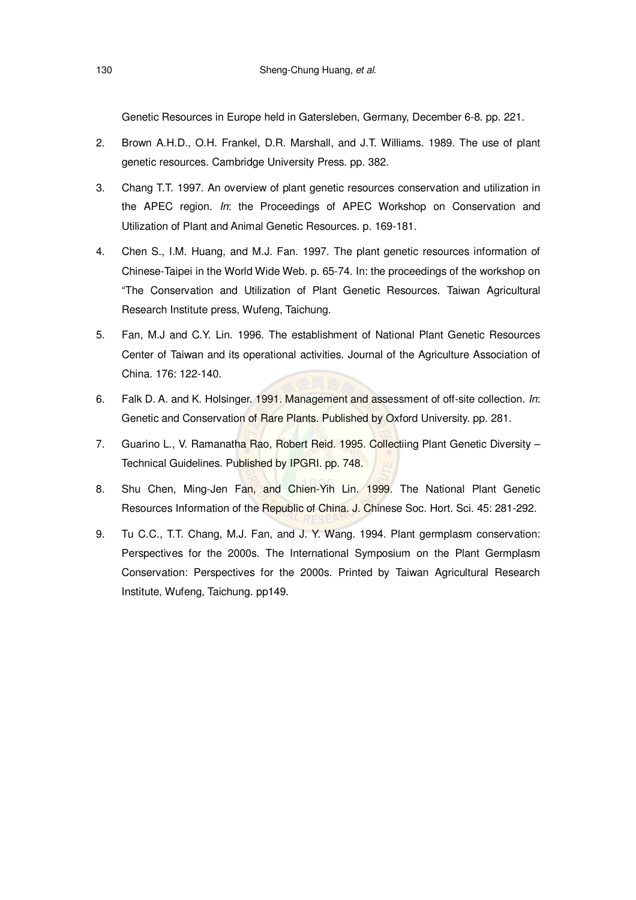Genetic Resources in Europe held in Gatersleben, Germany, December 6-8. pp. 221.

2. Brown A.H.D., O.H. Frankel, D.R. Marshall, and J.T. Williams. 1989. The use of plant genetic resources. Cambridge University Press. pp. 382.

3. Chang T.T. 1997. An overview of plant genetic resources conservation and utilization in the APEC region. *In*: the Proceedings of APEC Workshop on Conservation and Utilization of Plant and Animal Genetic Resources. p. 169-181.

4. Chen S., I.M. Huang, and M.J. Fan. 1997. The plant genetic resources information of Chinese-Taipei in the World Wide Web. p. 65-74. In: the proceedings of the workshop on "The Conservation and Utilization of Plant Genetic Resources. Taiwan Agricultural Research Institute press, Wufeng, Taichung.

5. Fan, M.J and C.Y. Lin. 1996. The establishment of National Plant Genetic Resources Center of Taiwan and its operational activities. Journal of the Agriculture Association of China. 176: 122-140.

6. Falk D. A. and K. Holsinger. 1991. Management and assessment of off-site collection. *In*: Genetic and Conservation of Rare Plants. Published by Oxford University. pp. 281.

7. Guarino L., V. Ramanatha Rao, Robert Reid. 1995. Collectiing Plant Genetic Diversity – Technical Guidelines. Published by IPGRI. pp. 748.

8. Shu Chen, Ming-Jen Fan, and Chien-Yih Lin. 1999. The National Plant Genetic Resources Information of the Republic of China. J. Chinese Soc. Hort. Sci. 45: 281-292.

9. Tu C.C., T.T. Chang, M.J. Fan, and J. Y. Wang. 1994. Plant germplasm conservation: Perspectives for the 2000s. The International Symposium on the Plant Germplasm Conservation: Perspectives for the 2000s. Printed by Taiwan Agricultural Research Institute, Wufeng, Taichung. pp149.